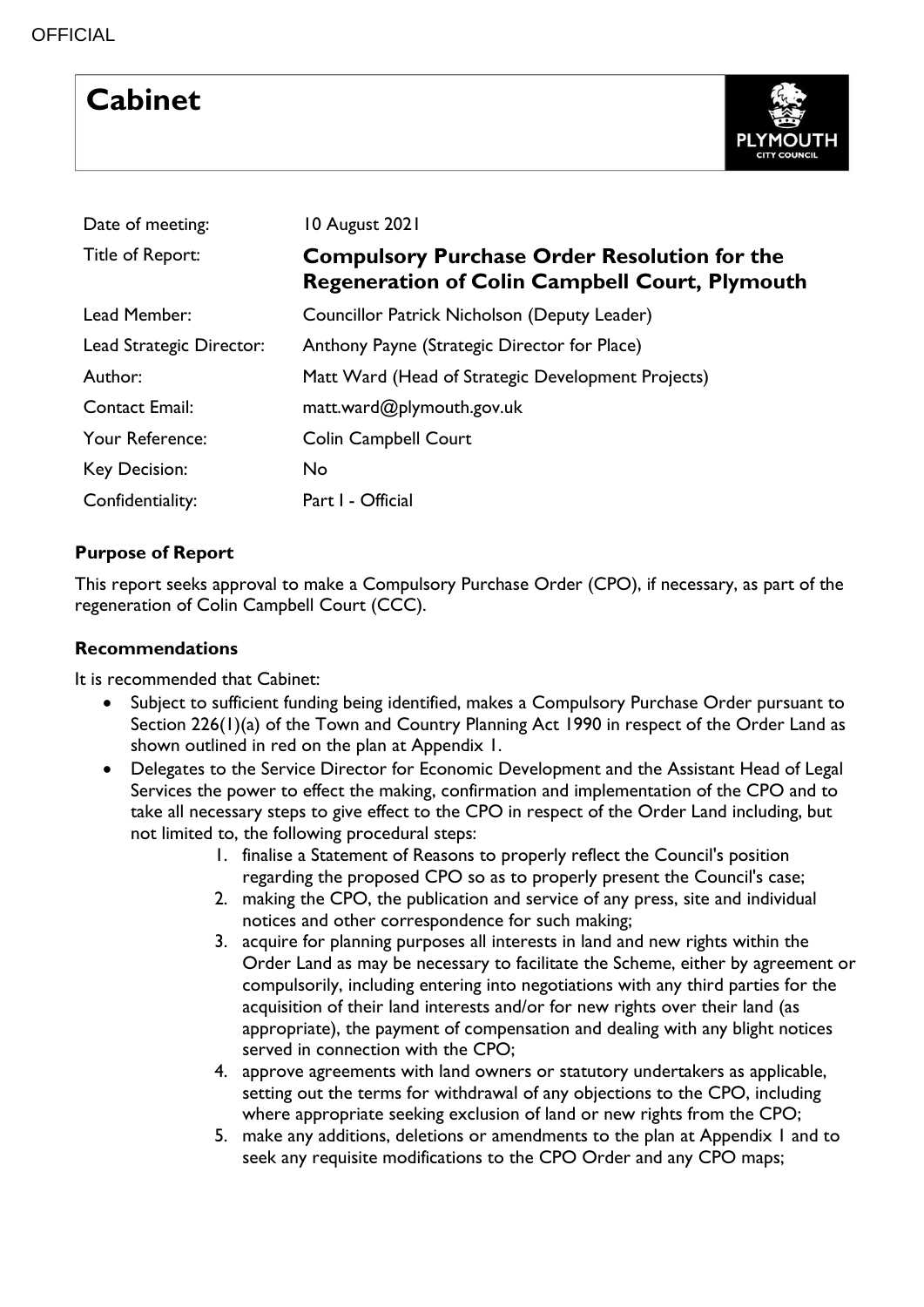OFFICIAL

# Cabinet

| | |
|---|---|
| Date of meeting: | 10 August 2021 |
| Title of Report: | **Compulsory Purchase Order Resolution for the Regeneration of Colin Campbell Court, Plymouth** |
| Lead Member: | Councillor Patrick Nicholson (Deputy Leader) |
| Lead Strategic Director: | Anthony Payne (Strategic Director for Place) |
| Author: | Matt Ward (Head of Strategic Development Projects) |
| Contact Email: | matt.ward@plymouth.gov.uk |
| Your Reference: | Colin Campbell Court |
| Key Decision: | No |
| Confidentiality: | Part I - Official |

### Purpose of Report

This report seeks approval to make a Compulsory Purchase Order (CPO), if necessary, as part of the regeneration of Colin Campbell Court (CCC).

### Recommendations

It is recommended that Cabinet:

- Subject to sufficient funding being identified, makes a Compulsory Purchase Order pursuant to Section 226(1)(a) of the Town and Country Planning Act 1990 in respect of the Order Land as shown outlined in red on the plan at Appendix 1.
- Delegates to the Service Director for Economic Development and the Assistant Head of Legal Services the power to effect the making, confirmation and implementation of the CPO and to take all necessary steps to give effect to the CPO in respect of the Order Land including, but not limited to, the following procedural steps:
    1. finalise a Statement of Reasons to properly reflect the Council's position regarding the proposed CPO so as to properly present the Council's case;
    2. making the CPO, the publication and service of any press, site and individual notices and other correspondence for such making;
    3. acquire for planning purposes all interests in land and new rights within the Order Land as may be necessary to facilitate the Scheme, either by agreement or compulsorily, including entering into negotiations with any third parties for the acquisition of their land interests and/or for new rights over their land (as appropriate), the payment of compensation and dealing with any blight notices served in connection with the CPO;
    4. approve agreements with land owners or statutory undertakers as applicable, setting out the terms for withdrawal of any objections to the CPO, including where appropriate seeking exclusion of land or new rights from the CPO;
    5. make any additions, deletions or amendments to the plan at Appendix 1 and to seek any requisite modifications to the CPO Order and any CPO maps;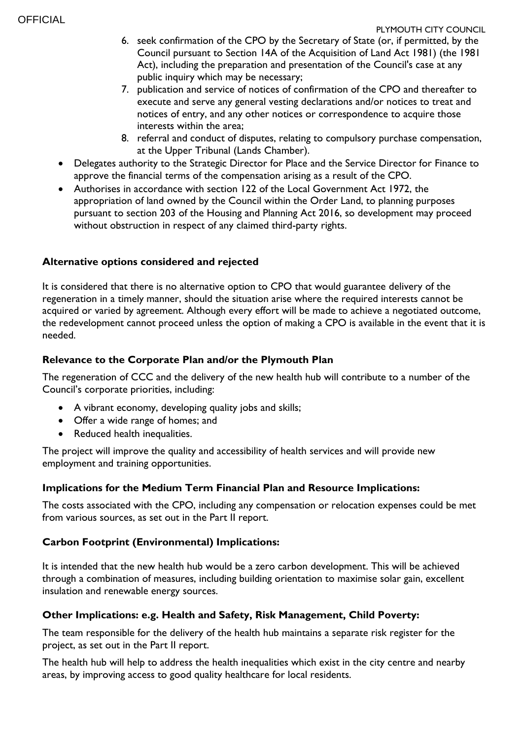6. seek confirmation of the CPO by the Secretary of State (or, if permitted, by the Council pursuant to Section 14A of the Acquisition of Land Act 1981) (the 1981 Act), including the preparation and presentation of the Council's case at any public inquiry which may be necessary;
7. publication and service of notices of confirmation of the CPO and thereafter to execute and serve any general vesting declarations and/or notices to treat and notices of entry, and any other notices or correspondence to acquire those interests within the area;
8. referral and conduct of disputes, relating to compulsory purchase compensation, at the Upper Tribunal (Lands Chamber).

- Delegates authority to the Strategic Director for Place and the Service Director for Finance to approve the financial terms of the compensation arising as a result of the CPO.
- Authorises in accordance with section 122 of the Local Government Act 1972, the appropriation of land owned by the Council within the Order Land, to planning purposes pursuant to section 203 of the Housing and Planning Act 2016, so development may proceed without obstruction in respect of any claimed third-party rights.

**Alternative options considered and rejected**

It is considered that there is no alternative option to CPO that would guarantee delivery of the regeneration in a timely manner, should the situation arise where the required interests cannot be acquired or varied by agreement. Although every effort will be made to achieve a negotiated outcome, the redevelopment cannot proceed unless the option of making a CPO is available in the event that it is needed.

**Relevance to the Corporate Plan and/or the Plymouth Plan**

The regeneration of CCC and the delivery of the new health hub will contribute to a number of the Council's corporate priorities, including:

- A vibrant economy, developing quality jobs and skills;
- Offer a wide range of homes; and
- Reduced health inequalities.

The project will improve the quality and accessibility of health services and will provide new employment and training opportunities.

**Implications for the Medium Term Financial Plan and Resource Implications:**

The costs associated with the CPO, including any compensation or relocation expenses could be met from various sources, as set out in the Part II report.

**Carbon Footprint (Environmental) Implications:**

It is intended that the new health hub would be a zero carbon development. This will be achieved through a combination of measures, including building orientation to maximise solar gain, excellent insulation and renewable energy sources.

**Other Implications: e.g. Health and Safety, Risk Management, Child Poverty:**

The team responsible for the delivery of the health hub maintains a separate risk register for the project, as set out in the Part II report.

The health hub will help to address the health inequalities which exist in the city centre and nearby areas, by improving access to good quality healthcare for local residents.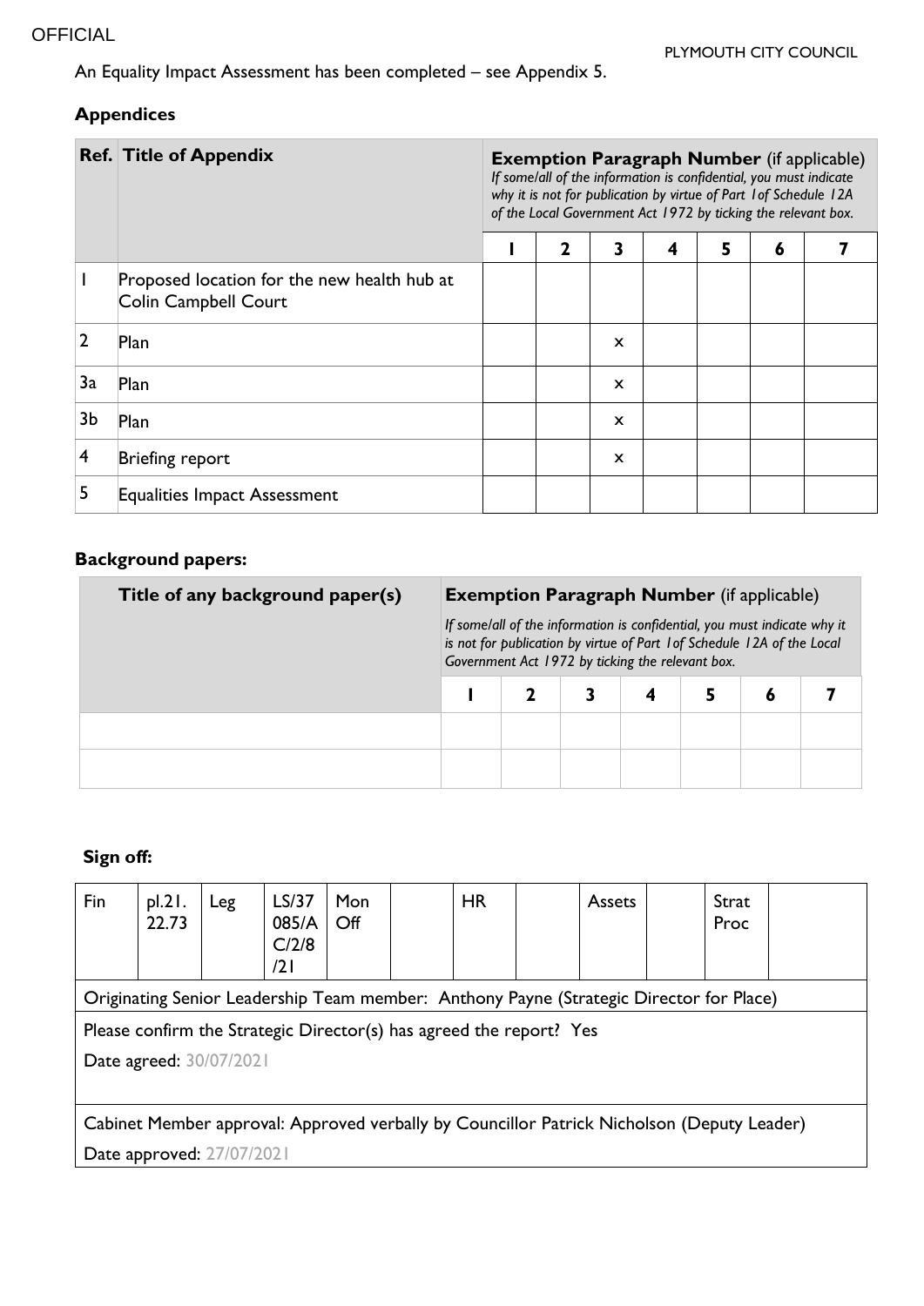An Equality Impact Assessment has been completed – see Appendix 5.

## Appendices

| Ref. | Title of Appendix | Exemption Paragraph Number (if applicable) *If some/all of the information is confidential, you must indicate why it is not for publication by virtue of Part 1of Schedule 12A of the Local Government Act 1972 by ticking the relevant box.* | | | | | | |
|---|---|---|---|---|---|---|---|---|
| | | 1 | 2 | 3 | 4 | 5 | 6 | 7 |
| 1 | Proposed location for the new health hub at Colin Campbell Court | | | | | | | |
| 2 | Plan | | | x | | | | |
| 3a | Plan | | | x | | | | |
| 3b | Plan | | | x | | | | |
| 4 | Briefing report | | | x | | | | |
| 5 | Equalities Impact Assessment | | | | | | | |

## Background papers:

| Title of any background paper(s) | Exemption Paragraph Number (if applicable) *If some/all of the information is confidential, you must indicate why it is not for publication by virtue of Part 1of Schedule 12A of the Local Government Act 1972 by ticking the relevant box.* | | | | | | |
|---|---|---|---|---|---|---|---|
| | 1 | 2 | 3 | 4 | 5 | 6 | 7 |
| | | | | | | | |
| | | | | | | | |

## Sign off:

| Fin | pl.21.22.73 | Leg | LS/37085/AC/2/8/21 | Mon Off | | HR | | Assets | | Strat Proc | |
|---|---|---|---|---|---|---|---|---|---|---|---|

Originating Senior Leadership Team member: Anthony Payne (Strategic Director for Place)

Please confirm the Strategic Director(s) has agreed the report? Yes

Date agreed: 30/07/2021

Cabinet Member approval: Approved verbally by Councillor Patrick Nicholson (Deputy Leader)

Date approved: 27/07/2021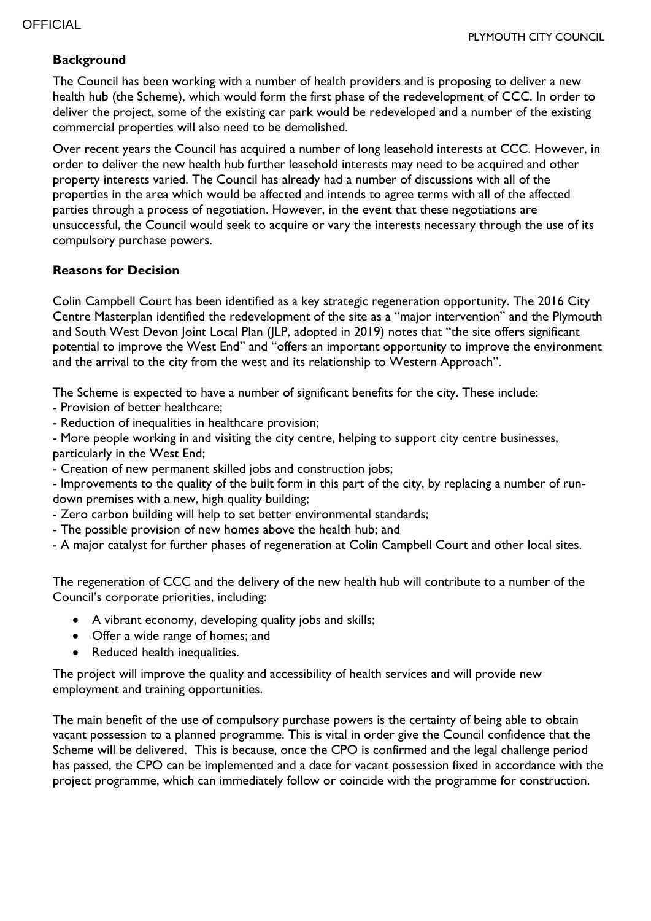### Background

The Council has been working with a number of health providers and is proposing to deliver a new health hub (the Scheme), which would form the first phase of the redevelopment of CCC. In order to deliver the project, some of the existing car park would be redeveloped and a number of the existing commercial properties will also need to be demolished.

Over recent years the Council has acquired a number of long leasehold interests at CCC. However, in order to deliver the new health hub further leasehold interests may need to be acquired and other property interests varied. The Council has already had a number of discussions with all of the properties in the area which would be affected and intends to agree terms with all of the affected parties through a process of negotiation. However, in the event that these negotiations are unsuccessful, the Council would seek to acquire or vary the interests necessary through the use of its compulsory purchase powers.

### Reasons for Decision

Colin Campbell Court has been identified as a key strategic regeneration opportunity. The 2016 City Centre Masterplan identified the redevelopment of the site as a "major intervention" and the Plymouth and South West Devon Joint Local Plan (JLP, adopted in 2019) notes that "the site offers significant potential to improve the West End" and "offers an important opportunity to improve the environment and the arrival to the city from the west and its relationship to Western Approach".

The Scheme is expected to have a number of significant benefits for the city. These include:

- Provision of better healthcare;
- Reduction of inequalities in healthcare provision;
- More people working in and visiting the city centre, helping to support city centre businesses, particularly in the West End;
- Creation of new permanent skilled jobs and construction jobs;
- Improvements to the quality of the built form in this part of the city, by replacing a number of run-down premises with a new, high quality building;
- Zero carbon building will help to set better environmental standards;
- The possible provision of new homes above the health hub; and
- A major catalyst for further phases of regeneration at Colin Campbell Court and other local sites.

The regeneration of CCC and the delivery of the new health hub will contribute to a number of the Council's corporate priorities, including:

- A vibrant economy, developing quality jobs and skills;
- Offer a wide range of homes; and
- Reduced health inequalities.

The project will improve the quality and accessibility of health services and will provide new employment and training opportunities.

The main benefit of the use of compulsory purchase powers is the certainty of being able to obtain vacant possession to a planned programme. This is vital in order give the Council confidence that the Scheme will be delivered. This is because, once the CPO is confirmed and the legal challenge period has passed, the CPO can be implemented and a date for vacant possession fixed in accordance with the project programme, which can immediately follow or coincide with the programme for construction.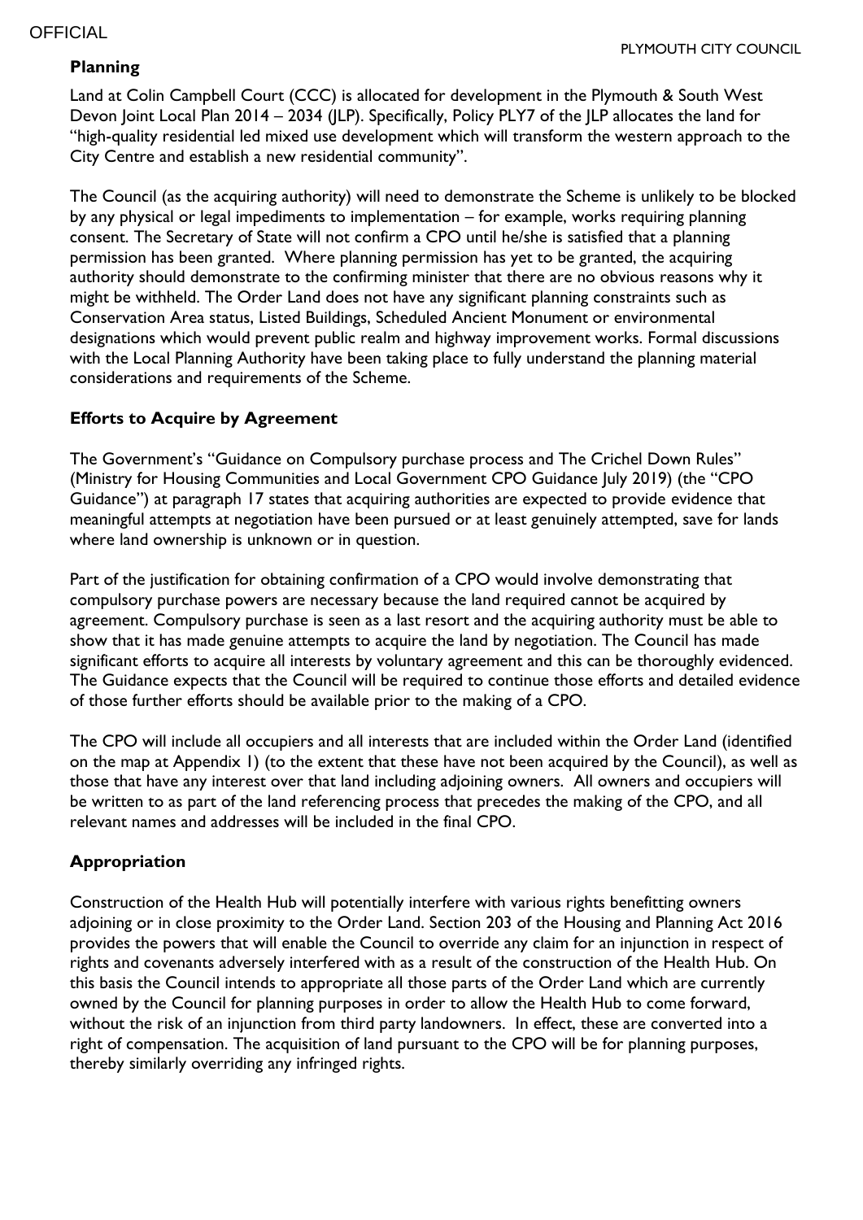## Planning

Land at Colin Campbell Court (CCC) is allocated for development in the Plymouth & South West Devon Joint Local Plan 2014 – 2034 (JLP). Specifically, Policy PLY7 of the JLP allocates the land for "high-quality residential led mixed use development which will transform the western approach to the City Centre and establish a new residential community".

The Council (as the acquiring authority) will need to demonstrate the Scheme is unlikely to be blocked by any physical or legal impediments to implementation – for example, works requiring planning consent. The Secretary of State will not confirm a CPO until he/she is satisfied that a planning permission has been granted. Where planning permission has yet to be granted, the acquiring authority should demonstrate to the confirming minister that there are no obvious reasons why it might be withheld. The Order Land does not have any significant planning constraints such as Conservation Area status, Listed Buildings, Scheduled Ancient Monument or environmental designations which would prevent public realm and highway improvement works. Formal discussions with the Local Planning Authority have been taking place to fully understand the planning material considerations and requirements of the Scheme.

## Efforts to Acquire by Agreement

The Government's "Guidance on Compulsory purchase process and The Crichel Down Rules" (Ministry for Housing Communities and Local Government CPO Guidance July 2019) (the "CPO Guidance") at paragraph 17 states that acquiring authorities are expected to provide evidence that meaningful attempts at negotiation have been pursued or at least genuinely attempted, save for lands where land ownership is unknown or in question.

Part of the justification for obtaining confirmation of a CPO would involve demonstrating that compulsory purchase powers are necessary because the land required cannot be acquired by agreement. Compulsory purchase is seen as a last resort and the acquiring authority must be able to show that it has made genuine attempts to acquire the land by negotiation. The Council has made significant efforts to acquire all interests by voluntary agreement and this can be thoroughly evidenced. The Guidance expects that the Council will be required to continue those efforts and detailed evidence of those further efforts should be available prior to the making of a CPO.

The CPO will include all occupiers and all interests that are included within the Order Land (identified on the map at Appendix 1) (to the extent that these have not been acquired by the Council), as well as those that have any interest over that land including adjoining owners. All owners and occupiers will be written to as part of the land referencing process that precedes the making of the CPO, and all relevant names and addresses will be included in the final CPO.

## Appropriation

Construction of the Health Hub will potentially interfere with various rights benefitting owners adjoining or in close proximity to the Order Land. Section 203 of the Housing and Planning Act 2016 provides the powers that will enable the Council to override any claim for an injunction in respect of rights and covenants adversely interfered with as a result of the construction of the Health Hub. On this basis the Council intends to appropriate all those parts of the Order Land which are currently owned by the Council for planning purposes in order to allow the Health Hub to come forward, without the risk of an injunction from third party landowners. In effect, these are converted into a right of compensation. The acquisition of land pursuant to the CPO will be for planning purposes, thereby similarly overriding any infringed rights.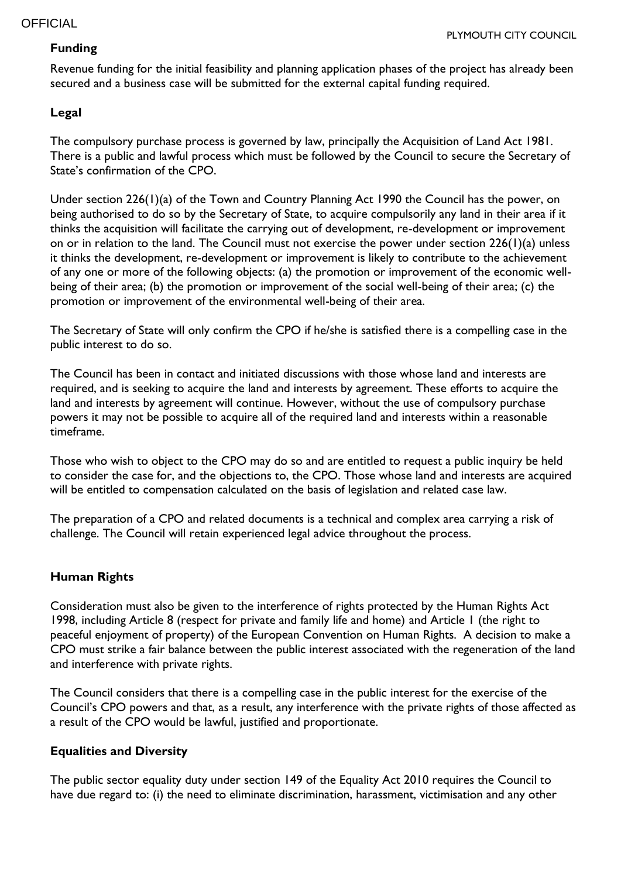**Funding**

Revenue funding for the initial feasibility and planning application phases of the project has already been secured and a business case will be submitted for the external capital funding required.

**Legal**

The compulsory purchase process is governed by law, principally the Acquisition of Land Act 1981. There is a public and lawful process which must be followed by the Council to secure the Secretary of State's confirmation of the CPO.

Under section 226(1)(a) of the Town and Country Planning Act 1990 the Council has the power, on being authorised to do so by the Secretary of State, to acquire compulsorily any land in their area if it thinks the acquisition will facilitate the carrying out of development, re-development or improvement on or in relation to the land. The Council must not exercise the power under section 226(1)(a) unless it thinks the development, re-development or improvement is likely to contribute to the achievement of any one or more of the following objects: (a) the promotion or improvement of the economic well-being of their area; (b) the promotion or improvement of the social well-being of their area; (c) the promotion or improvement of the environmental well-being of their area.

The Secretary of State will only confirm the CPO if he/she is satisfied there is a compelling case in the public interest to do so.

The Council has been in contact and initiated discussions with those whose land and interests are required, and is seeking to acquire the land and interests by agreement. These efforts to acquire the land and interests by agreement will continue. However, without the use of compulsory purchase powers it may not be possible to acquire all of the required land and interests within a reasonable timeframe.

Those who wish to object to the CPO may do so and are entitled to request a public inquiry be held to consider the case for, and the objections to, the CPO. Those whose land and interests are acquired will be entitled to compensation calculated on the basis of legislation and related case law.

The preparation of a CPO and related documents is a technical and complex area carrying a risk of challenge. The Council will retain experienced legal advice throughout the process.

**Human Rights**

Consideration must also be given to the interference of rights protected by the Human Rights Act 1998, including Article 8 (respect for private and family life and home) and Article 1 (the right to peaceful enjoyment of property) of the European Convention on Human Rights. A decision to make a CPO must strike a fair balance between the public interest associated with the regeneration of the land and interference with private rights.

The Council considers that there is a compelling case in the public interest for the exercise of the Council's CPO powers and that, as a result, any interference with the private rights of those affected as a result of the CPO would be lawful, justified and proportionate.

**Equalities and Diversity**

The public sector equality duty under section 149 of the Equality Act 2010 requires the Council to have due regard to: (i) the need to eliminate discrimination, harassment, victimisation and any other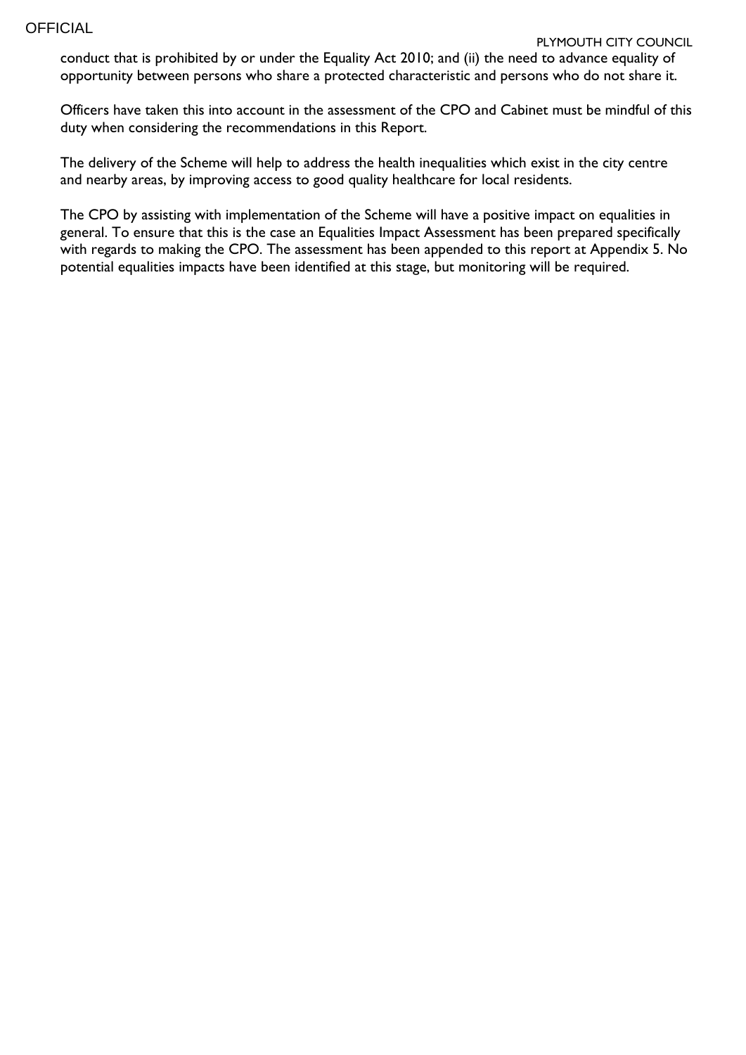conduct that is prohibited by or under the Equality Act 2010; and (ii) the need to advance equality of opportunity between persons who share a protected characteristic and persons who do not share it.

Officers have taken this into account in the assessment of the CPO and Cabinet must be mindful of this duty when considering the recommendations in this Report.

The delivery of the Scheme will help to address the health inequalities which exist in the city centre and nearby areas, by improving access to good quality healthcare for local residents.

The CPO by assisting with implementation of the Scheme will have a positive impact on equalities in general. To ensure that this is the case an Equalities Impact Assessment has been prepared specifically with regards to making the CPO. The assessment has been appended to this report at Appendix 5. No potential equalities impacts have been identified at this stage, but monitoring will be required.